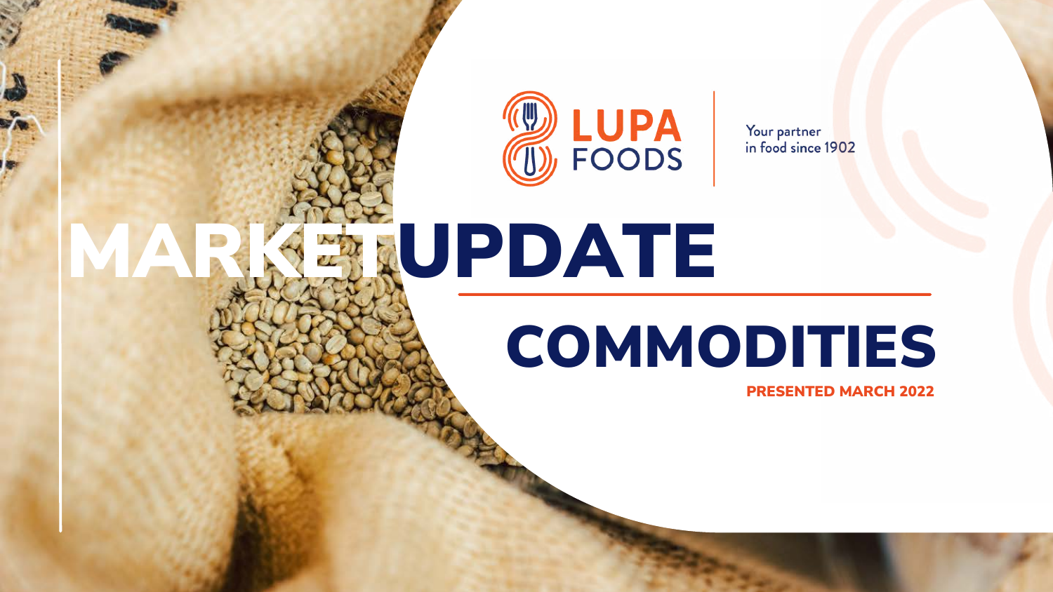LUPA FOODS

Your partner in food since 1902

# MARKET UPDATE

# COMMODITIES

**PRESENTED MARCH 2022**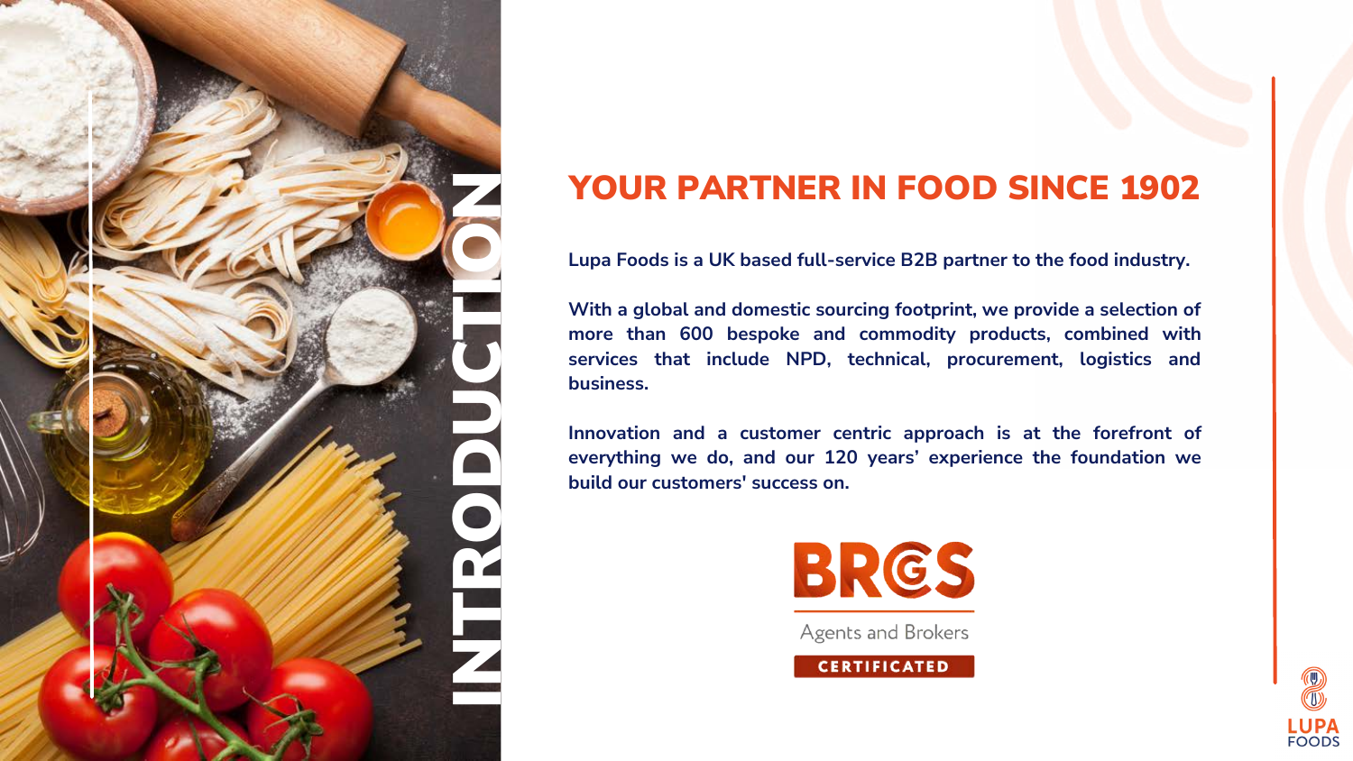# INTRODUCTION

## YOUR PARTNER IN FOOD SINCE 1902

**Lupa Foods is a UK based full-service B2B partner to the food industry.**

**With a global and domestic sourcing footprint, we provide a selection of more than 600 bespoke and commodity products, combined with services that include NPD, technical, procurement, logistics and business.**

**Innovation and a customer centric approach is at the forefront of everything we do, and our 120 years' experience the foundation we build our customers' success on.**

BRCGS

Agents and Brokers

CERTIFICATED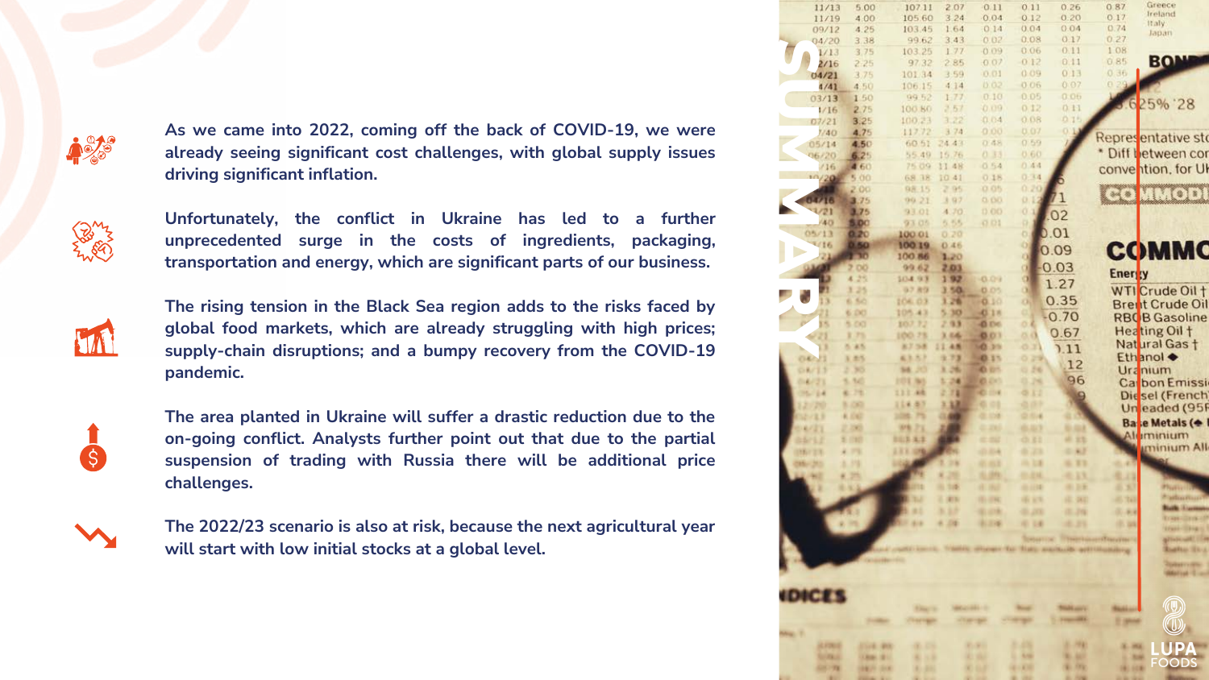# SUMMARY

**As we came into 2022, coming off the back of COVID-19, we were already seeing significant cost challenges, with global supply issues driving significant inflation.**

**Unfortunately, the conflict in Ukraine has led to a further unprecedented surge in the costs of ingredients, packaging, transportation and energy, which are significant parts of our business.**

**The rising tension in the Black Sea region adds to the risks faced by global food markets, which are already struggling with high prices; supply-chain disruptions; and a bumpy recovery from the COVID-19 pandemic.**

**The area planted in Ukraine will suffer a drastic reduction due to the on-going conflict. Analysts further point out that due to the partial suspension of trading with Russia there will be additional price challenges.**

**The 2022/23 scenario is also at risk, because the next agricultural year will start with low initial stocks at a global level.**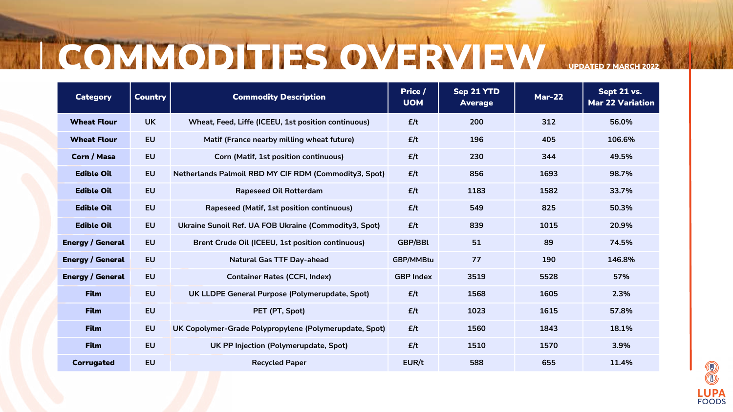# COMMODITIES OVERVIEW

UPDATED 7 MARCH 2022

| Category | Country | Commodity Description | Price / UOM | Sep 21 YTD Average | Mar-22 | Sept 21 vs. Mar 22 Variation |
|---|---|---|---|---|---|---|
| **Wheat Flour** | UK | Wheat, Feed, Liffe (ICEEU, 1st position continuous) | £/t | 200 | 312 | 56.0% |
| **Wheat Flour** | EU | Matif (France nearby milling wheat future) | £/t | 196 | 405 | 106.6% |
| **Corn / Masa** | EU | Corn (Matif, 1st position continuous) | £/t | 230 | 344 | 49.5% |
| **Edible Oil** | EU | Netherlands Palmoil RBD MY CIF RDM (Commodity3, Spot) | £/t | 856 | 1693 | 98.7% |
| **Edible Oil** | EU | Rapeseed Oil Rotterdam | £/t | 1183 | 1582 | 33.7% |
| **Edible Oil** | EU | Rapeseed (Matif, 1st position continuous) | £/t | 549 | 825 | 50.3% |
| **Edible Oil** | EU | Ukraine Sunoil Ref. UA FOB Ukraine (Commodity3, Spot) | £/t | 839 | 1015 | 20.9% |
| **Energy / General** | EU | Brent Crude Oil (ICEEU, 1st position continuous) | GBP/BBl | 51 | 89 | 74.5% |
| **Energy / General** | EU | Natural Gas TTF Day-ahead | GBP/MMBtu | 77 | 190 | 146.8% |
| **Energy / General** | EU | Container Rates (CCFI, Index) | GBP Index | 3519 | 5528 | 57% |
| **Film** | EU | UK LLDPE General Purpose (Polymerupdate, Spot) | £/t | 1568 | 1605 | 2.3% |
| **Film** | EU | PET (PT, Spot) | £/t | 1023 | 1615 | 57.8% |
| **Film** | EU | UK Copolymer-Grade Polypropylene (Polymerupdate, Spot) | £/t | 1560 | 1843 | 18.1% |
| **Film** | EU | UK PP Injection (Polymerupdate, Spot) | £/t | 1510 | 1570 | 3.9% |
| **Corrugated** | EU | Recycled Paper | EUR/t | 588 | 655 | 11.4% |

LUPA FOODS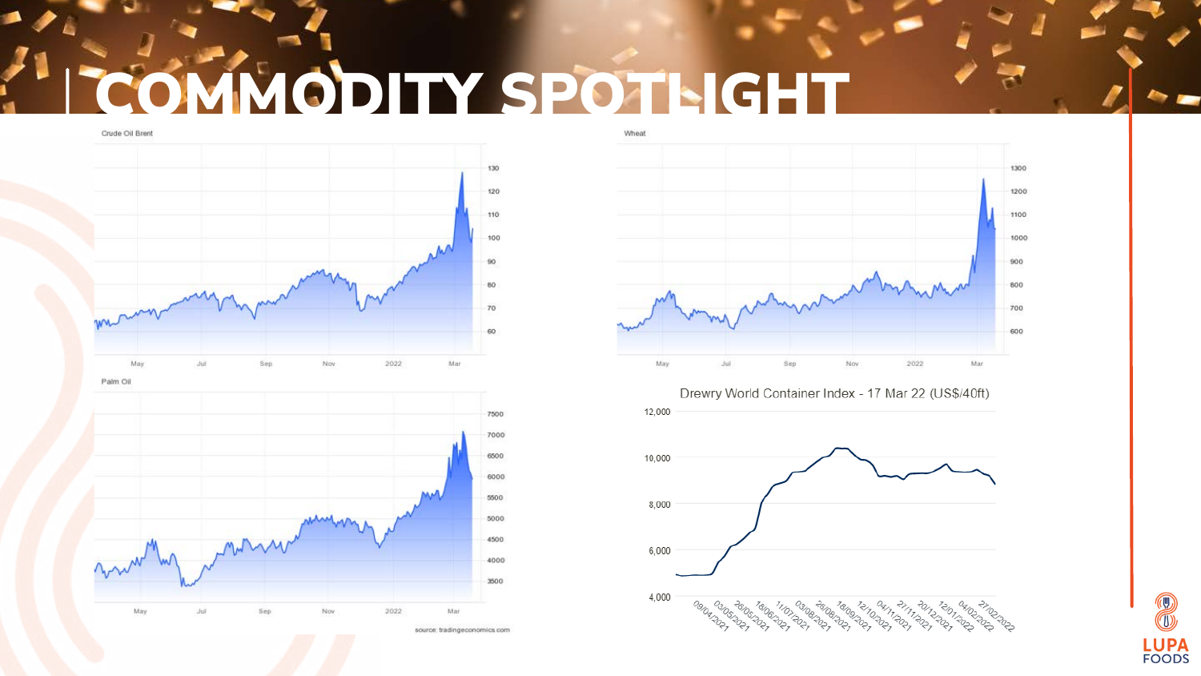# COMMODITY SPOTLIGHT

Crude Oil Brent

Wheat

Palm Oil

Drewry World Container Index - 17 Mar 22 (US$/40ft)

source: tradingeconomics.com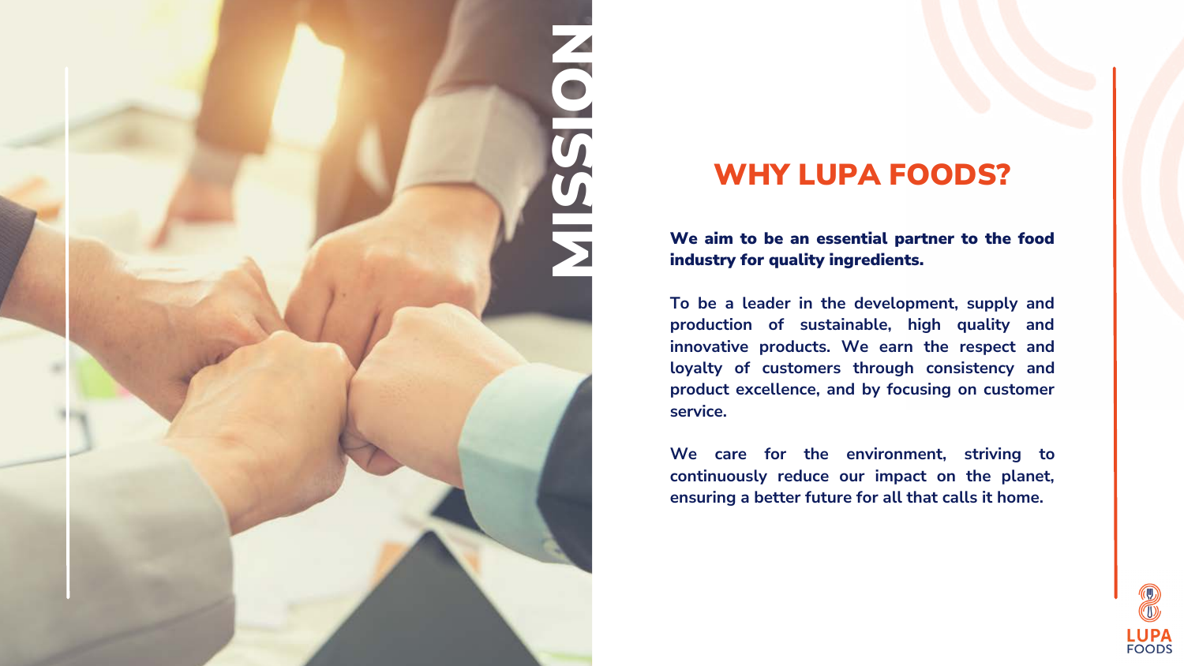# MISSION

## WHY LUPA FOODS?

**We aim to be an essential partner to the food industry for quality ingredients.**

**To be a leader in the development, supply and production of sustainable, high quality and innovative products. We earn the respect and loyalty of customers through consistency and product excellence, and by focusing on customer service.**

**We care for the environment, striving to continuously reduce our impact on the planet, ensuring a better future for all that calls it home.**

LUPA FOODS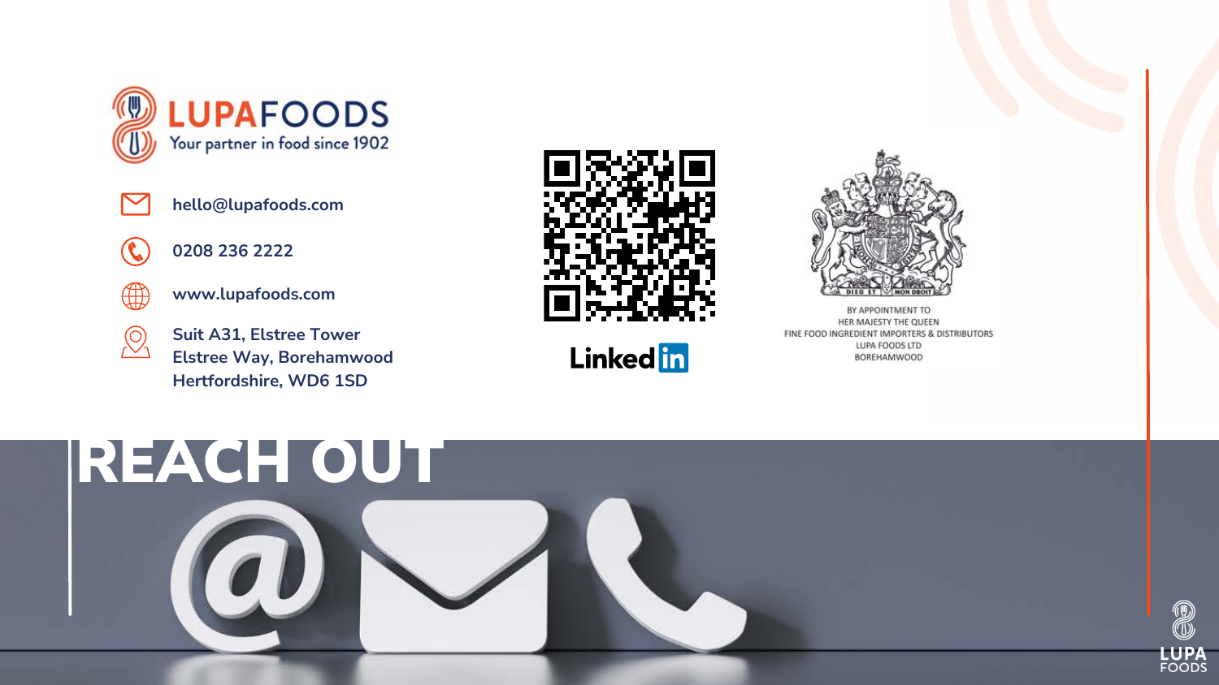**LUPAFOODS**

Your partner in food since 1902

hello@lupafoods.com

0208 236 2222

www.lupafoods.com

Suit A31, Elstree Tower
Elstree Way, Borehamwood
Hertfordshire, WD6 1SD

LinkedIn

BY APPOINTMENT TO
HER MAJESTY THE QUEEN
FINE FOOD INGREDIENT IMPORTERS & DISTRIBUTORS
LUPA FOODS LTD
BOREHAMWOOD

# REACH OUT

LUPA FOODS